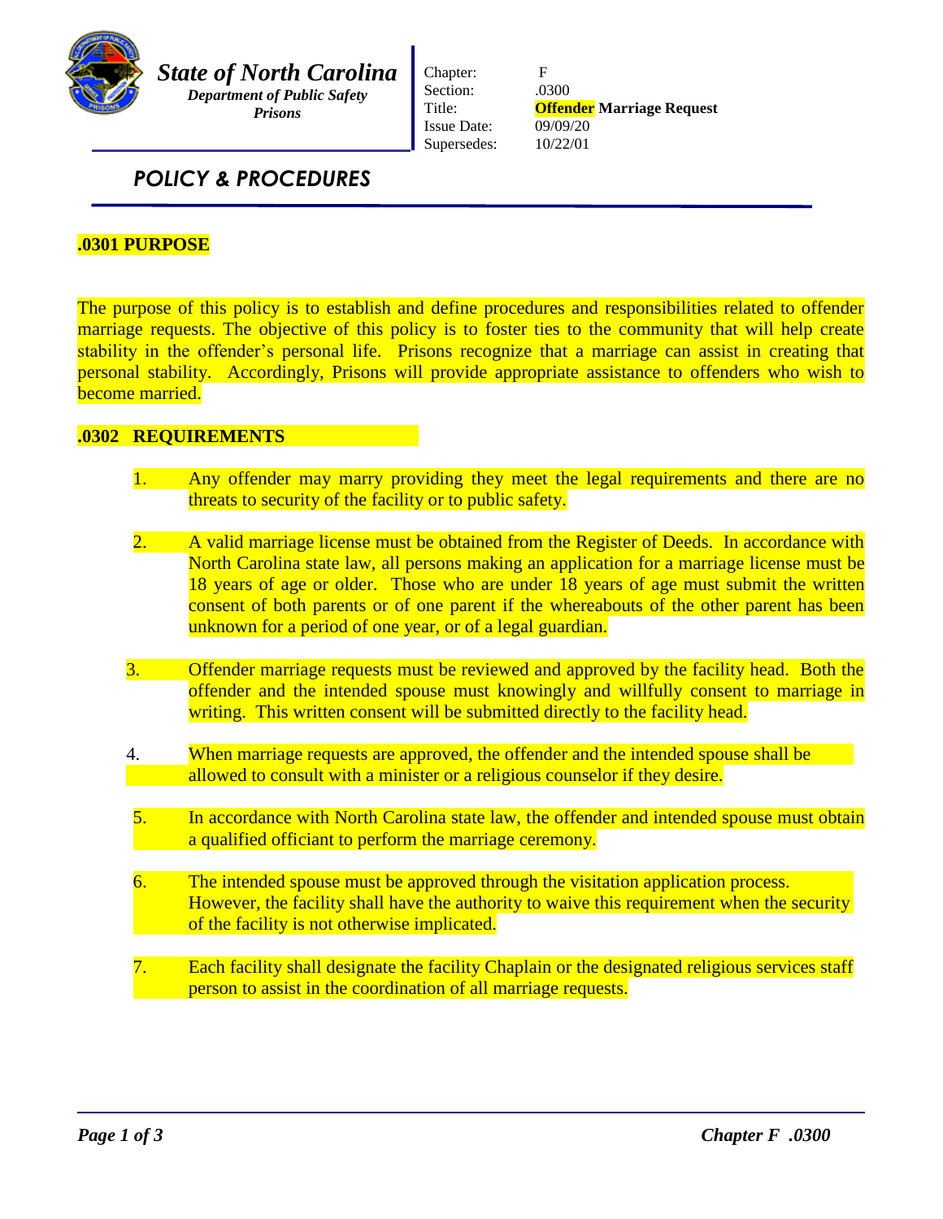**State of North Carolina**
***Department of Public Safety***
***Prisons***

| | |
|---|---|
| Chapter: | F |
| Section: | .0300 |
| Title: | **Offender Marriage Request** |
| Issue Date: | 09/09/20 |
| Supersedes: | 10/22/01 |

## *POLICY & PROCEDURES*

### .0301 PURPOSE

The purpose of this policy is to establish and define procedures and responsibilities related to offender marriage requests. The objective of this policy is to foster ties to the community that will help create stability in the offender's personal life. Prisons recognize that a marriage can assist in creating that personal stability. Accordingly, Prisons will provide appropriate assistance to offenders who wish to become married.

### .0302 REQUIREMENTS

1. Any offender may marry providing they meet the legal requirements and there are no threats to security of the facility or to public safety.

2. A valid marriage license must be obtained from the Register of Deeds. In accordance with North Carolina state law, all persons making an application for a marriage license must be 18 years of age or older. Those who are under 18 years of age must submit the written consent of both parents or of one parent if the whereabouts of the other parent has been unknown for a period of one year, or of a legal guardian.

3. Offender marriage requests must be reviewed and approved by the facility head. Both the offender and the intended spouse must knowingly and willfully consent to marriage in writing. This written consent will be submitted directly to the facility head.

4. When marriage requests are approved, the offender and the intended spouse shall be allowed to consult with a minister or a religious counselor if they desire.

5. In accordance with North Carolina state law, the offender and intended spouse must obtain a qualified officiant to perform the marriage ceremony.

6. The intended spouse must be approved through the visitation application process. However, the facility shall have the authority to waive this requirement when the security of the facility is not otherwise implicated.

7. Each facility shall designate the facility Chaplain or the designated religious services staff person to assist in the coordination of all marriage requests.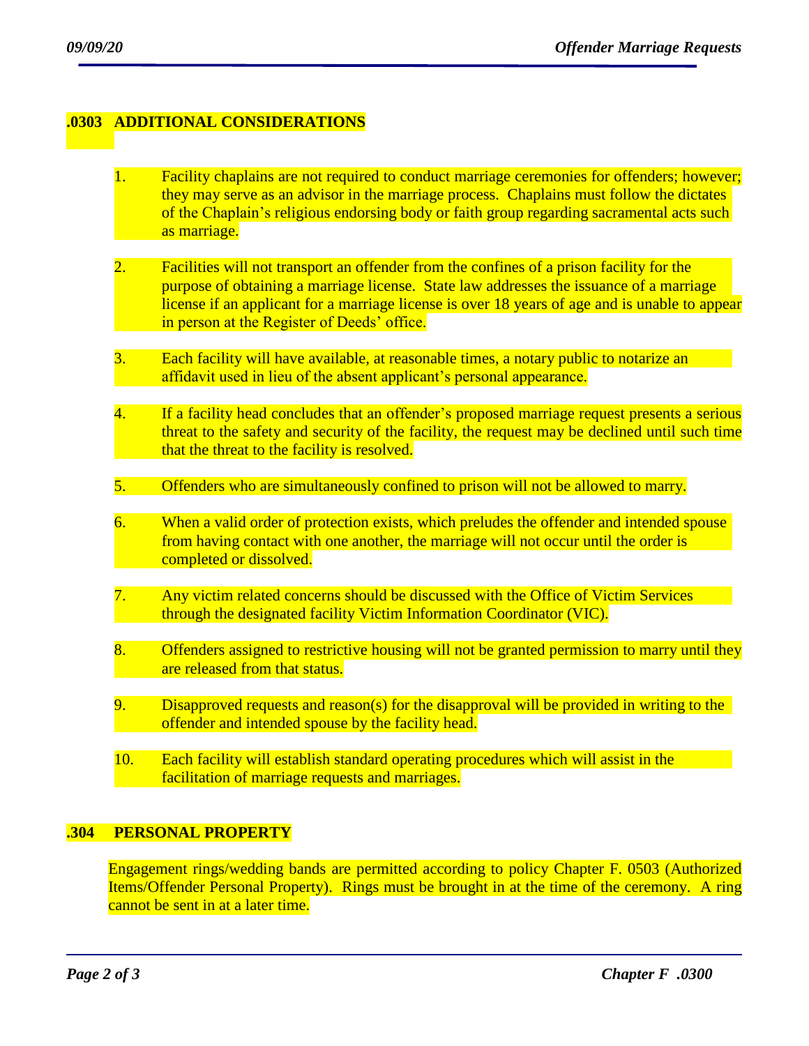## .0303 ADDITIONAL CONSIDERATIONS

1. Facility chaplains are not required to conduct marriage ceremonies for offenders; however; they may serve as an advisor in the marriage process. Chaplains must follow the dictates of the Chaplain's religious endorsing body or faith group regarding sacramental acts such as marriage.

2. Facilities will not transport an offender from the confines of a prison facility for the purpose of obtaining a marriage license. State law addresses the issuance of a marriage license if an applicant for a marriage license is over 18 years of age and is unable to appear in person at the Register of Deeds' office.

3. Each facility will have available, at reasonable times, a notary public to notarize an affidavit used in lieu of the absent applicant's personal appearance.

4. If a facility head concludes that an offender's proposed marriage request presents a serious threat to the safety and security of the facility, the request may be declined until such time that the threat to the facility is resolved.

5. Offenders who are simultaneously confined to prison will not be allowed to marry.

6. When a valid order of protection exists, which preludes the offender and intended spouse from having contact with one another, the marriage will not occur until the order is completed or dissolved.

7. Any victim related concerns should be discussed with the Office of Victim Services through the designated facility Victim Information Coordinator (VIC).

8. Offenders assigned to restrictive housing will not be granted permission to marry until they are released from that status.

9. Disapproved requests and reason(s) for the disapproval will be provided in writing to the offender and intended spouse by the facility head.

10. Each facility will establish standard operating procedures which will assist in the facilitation of marriage requests and marriages.

## .304 PERSONAL PROPERTY

Engagement rings/wedding bands are permitted according to policy Chapter F. 0503 (Authorized Items/Offender Personal Property). Rings must be brought in at the time of the ceremony. A ring cannot be sent in at a later time.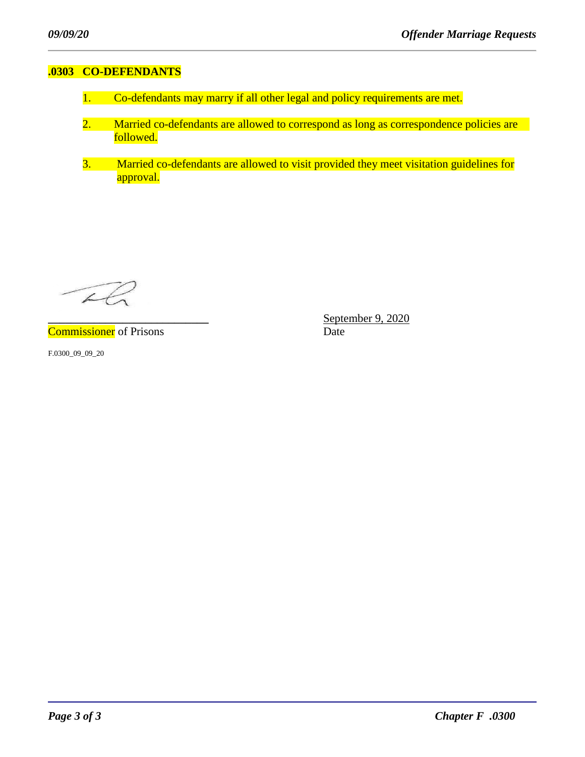## .0303 CO-DEFENDANTS

1. Co-defendants may marry if all other legal and policy requirements are met.

2. Married co-defendants are allowed to correspond as long as correspondence policies are followed.

3. Married co-defendants are allowed to visit provided they meet visitation guidelines for approval.

\_\_\_\_\_\_\_\_\_\_\_\_\_\_\_\_\_\_\_\_\_\_\_\_\_\_\_\_
Commissioner of Prisons

September 9, 2020
Date

F.0300_09_09_20